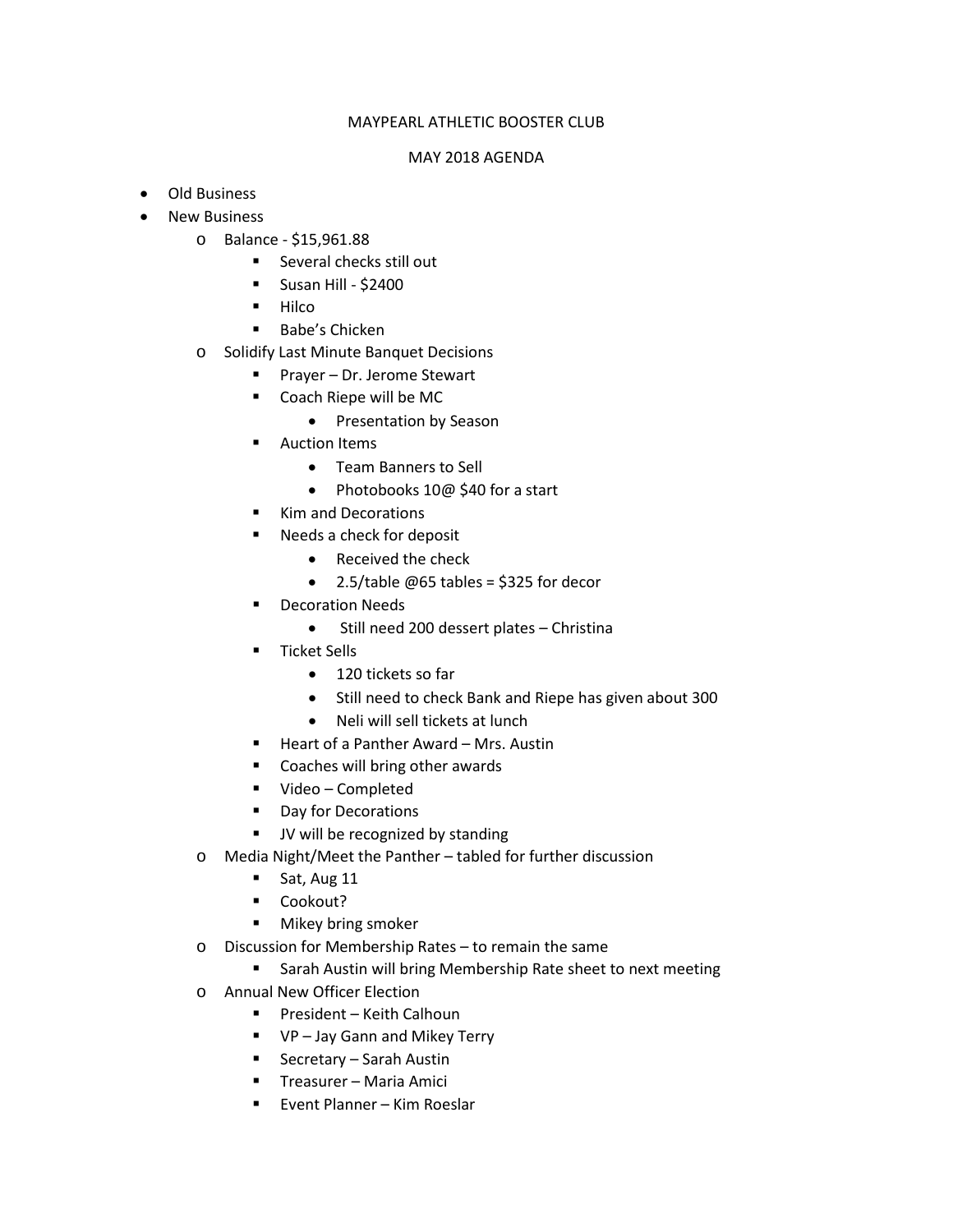MAYPEARL ATHLETIC BOOSTER CLUB

MAY 2018 AGENDA

- Old Business
- New Business
    - Balance - $15,961.88
        - Several checks still out
        - Susan Hill - $2400
        - Hilco
        - Babe's Chicken
    - Solidify Last Minute Banquet Decisions
        - Prayer – Dr. Jerome Stewart
        - Coach Riepe will be MC
            - Presentation by Season
        - Auction Items
            - Team Banners to Sell
            - Photobooks 10@ $40 for a start
        - Kim and Decorations
        - Needs a check for deposit
            - Received the check
            - 2.5/table @65 tables = $325 for decor
        - Decoration Needs
            - Still need 200 dessert plates – Christina
        - Ticket Sells
            - 120 tickets so far
            - Still need to check Bank and Riepe has given about 300
            - Neli will sell tickets at lunch
        - Heart of a Panther Award – Mrs. Austin
        - Coaches will bring other awards
        - Video – Completed
        - Day for Decorations
        - JV will be recognized by standing
    - Media Night/Meet the Panther – tabled for further discussion
        - Sat, Aug 11
        - Cookout?
        - Mikey bring smoker
    - Discussion for Membership Rates – to remain the same
        - Sarah Austin will bring Membership Rate sheet to next meeting
    - Annual New Officer Election
        - President – Keith Calhoun
        - VP – Jay Gann and Mikey Terry
        - Secretary – Sarah Austin
        - Treasurer – Maria Amici
        - Event Planner – Kim Roeslar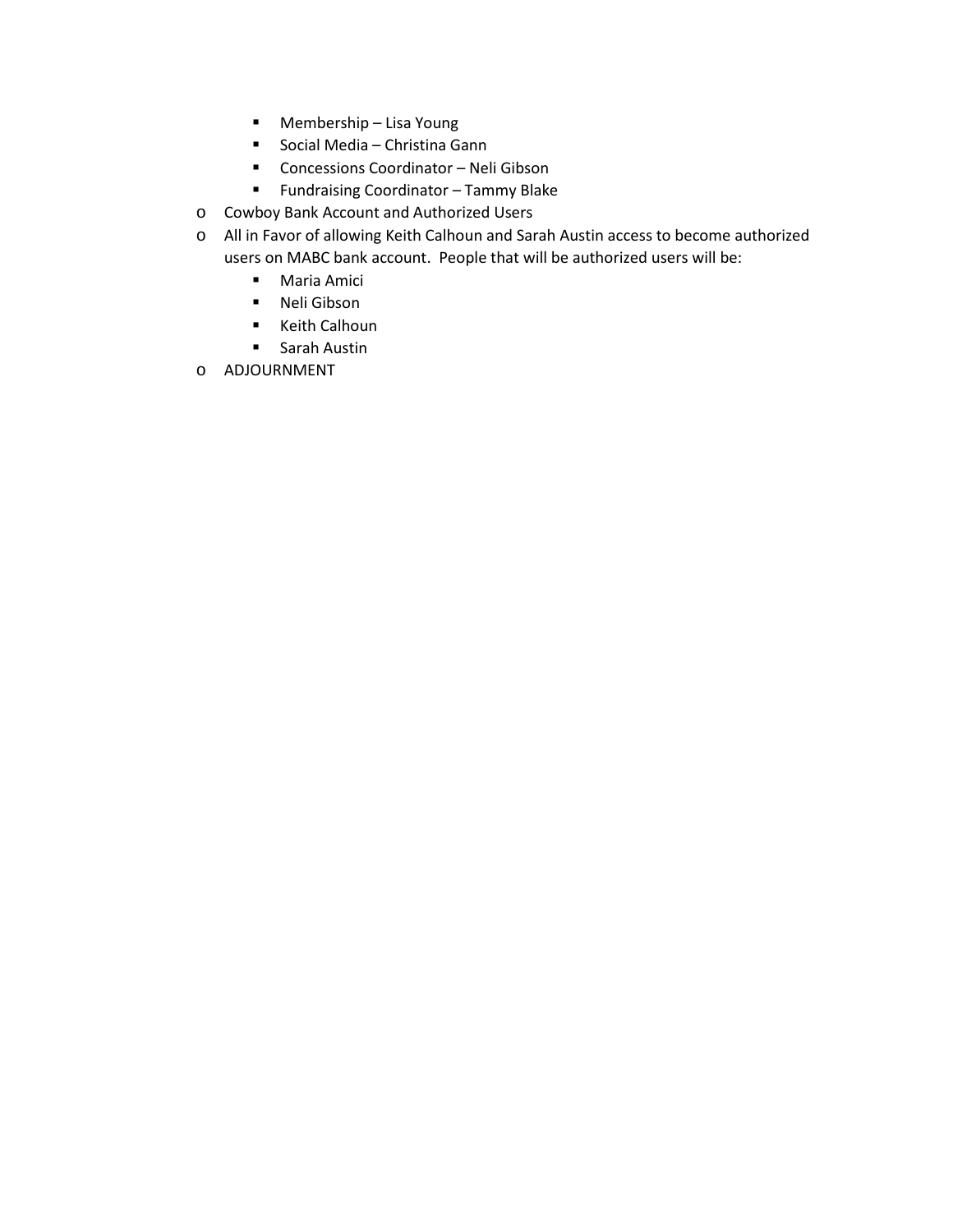- Membership – Lisa Young
    - Social Media – Christina Gann
    - Concessions Coordinator – Neli Gibson
    - Fundraising Coordinator – Tammy Blake
- Cowboy Bank Account and Authorized Users
- All in Favor of allowing Keith Calhoun and Sarah Austin access to become authorized users on MABC bank account. People that will be authorized users will be:
    - Maria Amici
    - Neli Gibson
    - Keith Calhoun
    - Sarah Austin
- ADJOURNMENT